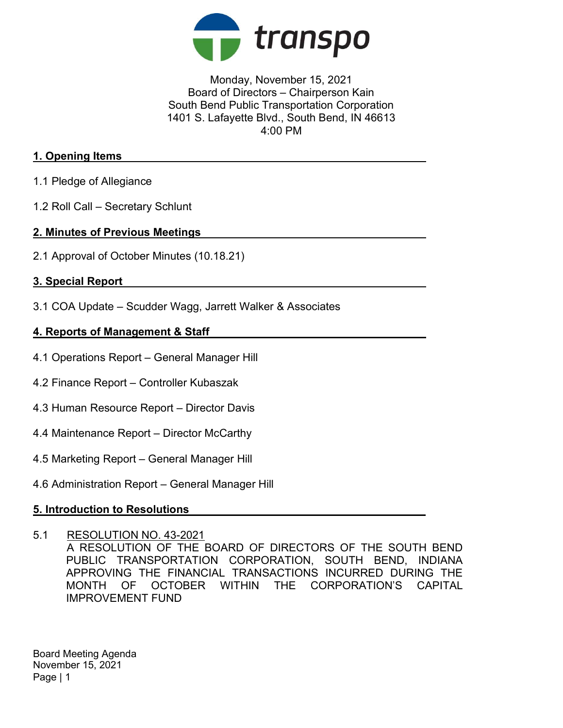Monday, November 15, 2021
Board of Directors – Chairperson Kain
South Bend Public Transportation Corporation
1401 S. Lafayette Blvd., South Bend, IN 46613
4:00 PM

## 1. Opening Items

1.1 Pledge of Allegiance

1.2 Roll Call – Secretary Schlunt

## 2. Minutes of Previous Meetings

2.1 Approval of October Minutes (10.18.21)

## 3. Special Report

3.1 COA Update – Scudder Wagg, Jarrett Walker & Associates

## 4. Reports of Management & Staff

4.1 Operations Report – General Manager Hill

4.2 Finance Report – Controller Kubaszak

4.3 Human Resource Report – Director Davis

4.4 Maintenance Report – Director McCarthy

4.5 Marketing Report – General Manager Hill

4.6 Administration Report – General Manager Hill

## 5. Introduction to Resolutions

5.1 RESOLUTION NO. 43-2021
A RESOLUTION OF THE BOARD OF DIRECTORS OF THE SOUTH BEND PUBLIC TRANSPORTATION CORPORATION, SOUTH BEND, INDIANA APPROVING THE FINANCIAL TRANSACTIONS INCURRED DURING THE MONTH OF OCTOBER WITHIN THE CORPORATION'S CAPITAL IMPROVEMENT FUND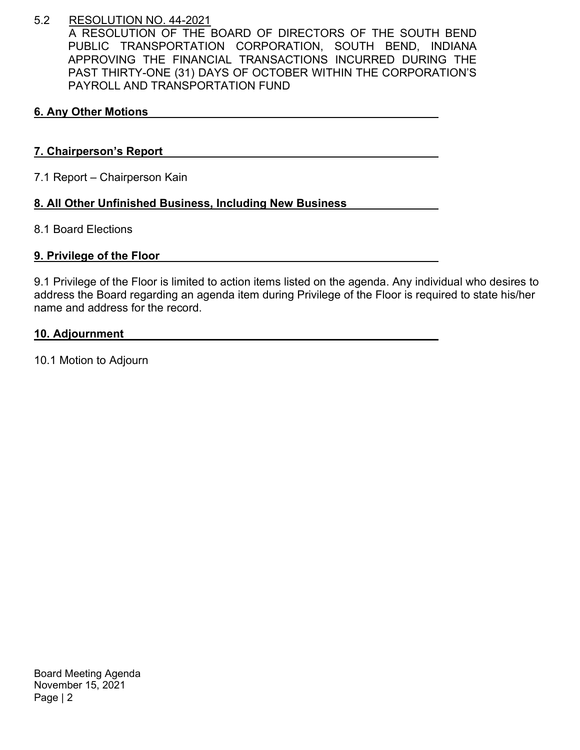5.2 RESOLUTION NO. 44-2021

A RESOLUTION OF THE BOARD OF DIRECTORS OF THE SOUTH BEND PUBLIC TRANSPORTATION CORPORATION, SOUTH BEND, INDIANA APPROVING THE FINANCIAL TRANSACTIONS INCURRED DURING THE PAST THIRTY-ONE (31) DAYS OF OCTOBER WITHIN THE CORPORATION'S PAYROLL AND TRANSPORTATION FUND

## 6. Any Other Motions

## 7. Chairperson's Report

7.1 Report – Chairperson Kain

## 8. All Other Unfinished Business, Including New Business

8.1 Board Elections

## 9. Privilege of the Floor

9.1 Privilege of the Floor is limited to action items listed on the agenda. Any individual who desires to address the Board regarding an agenda item during Privilege of the Floor is required to state his/her name and address for the record.

## 10. Adjournment

10.1 Motion to Adjourn